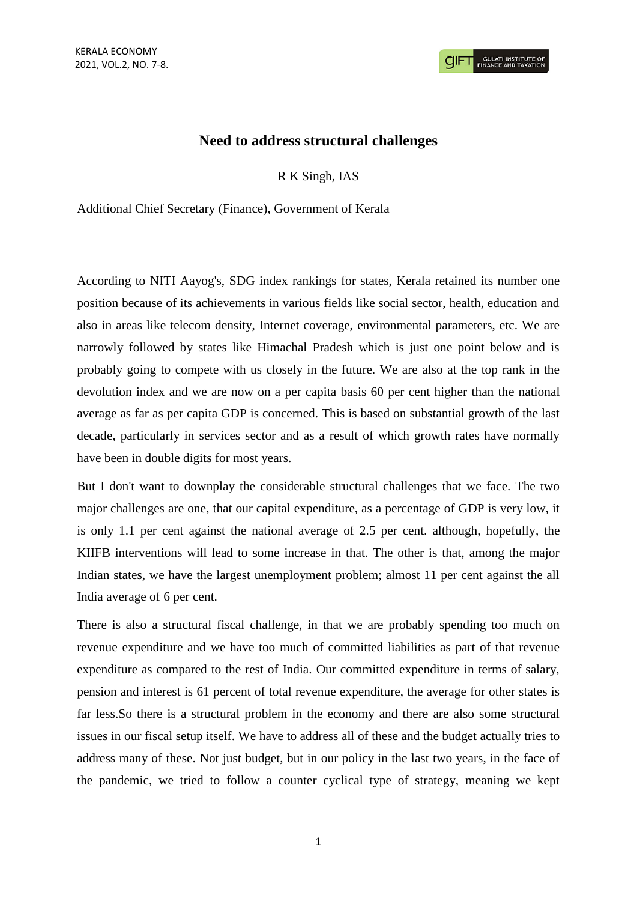# Need to address structural challenges

R K Singh, IAS

Additional Chief Secretary (Finance), Government of Kerala

According to NITI Aayog's, SDG index rankings for states, Kerala retained its number one position because of its achievements in various fields like social sector, health, education and also in areas like telecom density, Internet coverage, environmental parameters, etc. We are narrowly followed by states like Himachal Pradesh which is just one point below and is probably going to compete with us closely in the future. We are also at the top rank in the devolution index and we are now on a per capita basis 60 per cent higher than the national average as far as per capita GDP is concerned. This is based on substantial growth of the last decade, particularly in services sector and as a result of which growth rates have normally have been in double digits for most years.

But I don't want to downplay the considerable structural challenges that we face. The two major challenges are one, that our capital expenditure, as a percentage of GDP is very low, it is only 1.1 per cent against the national average of 2.5 per cent. although, hopefully, the KIIFB interventions will lead to some increase in that. The other is that, among the major Indian states, we have the largest unemployment problem; almost 11 per cent against the all India average of 6 per cent.

There is also a structural fiscal challenge, in that we are probably spending too much on revenue expenditure and we have too much of committed liabilities as part of that revenue expenditure as compared to the rest of India. Our committed expenditure in terms of salary, pension and interest is 61 percent of total revenue expenditure, the average for other states is far less.So there is a structural problem in the economy and there are also some structural issues in our fiscal setup itself. We have to address all of these and the budget actually tries to address many of these. Not just budget, but in our policy in the last two years, in the face of the pandemic, we tried to follow a counter cyclical type of strategy, meaning we kept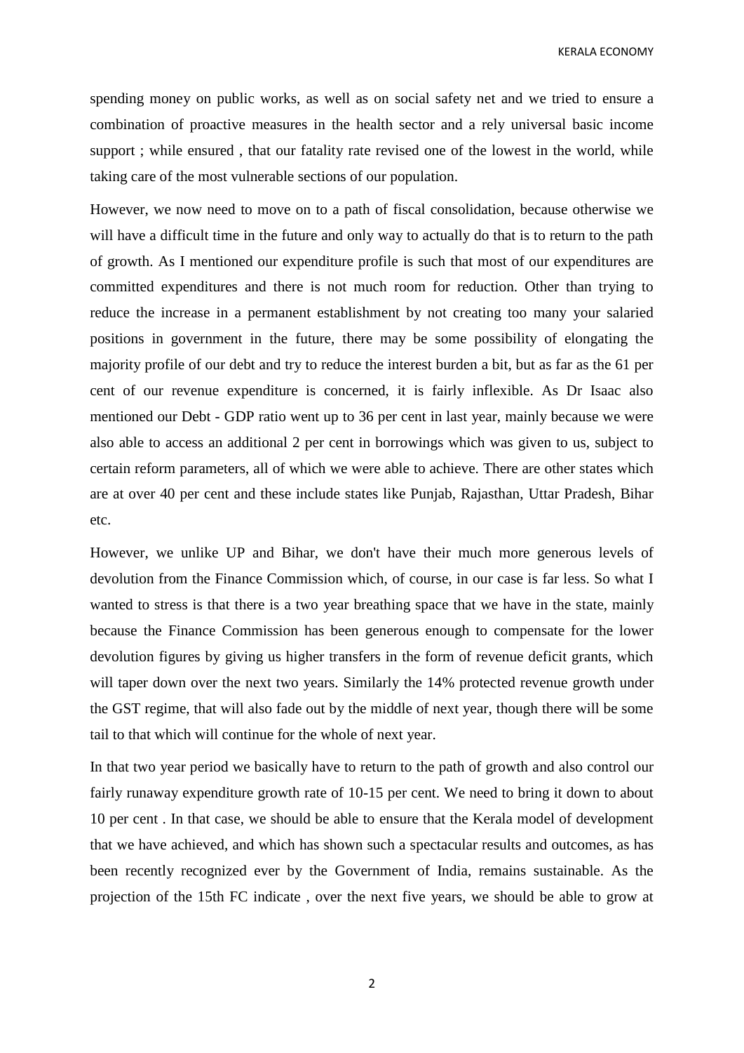spending money on public works, as well as on social safety net and we tried to ensure a combination of proactive measures in the health sector and a rely universal basic income support ; while ensured , that our fatality rate revised one of the lowest in the world, while taking care of the most vulnerable sections of our population.

However, we now need to move on to a path of fiscal consolidation, because otherwise we will have a difficult time in the future and only way to actually do that is to return to the path of growth. As I mentioned our expenditure profile is such that most of our expenditures are committed expenditures and there is not much room for reduction. Other than trying to reduce the increase in a permanent establishment by not creating too many your salaried positions in government in the future, there may be some possibility of elongating the majority profile of our debt and try to reduce the interest burden a bit, but as far as the 61 per cent of our revenue expenditure is concerned, it is fairly inflexible. As Dr Isaac also mentioned our Debt - GDP ratio went up to 36 per cent in last year, mainly because we were also able to access an additional 2 per cent in borrowings which was given to us, subject to certain reform parameters, all of which we were able to achieve. There are other states which are at over 40 per cent and these include states like Punjab, Rajasthan, Uttar Pradesh, Bihar etc.

However, we unlike UP and Bihar, we don't have their much more generous levels of devolution from the Finance Commission which, of course, in our case is far less. So what I wanted to stress is that there is a two year breathing space that we have in the state, mainly because the Finance Commission has been generous enough to compensate for the lower devolution figures by giving us higher transfers in the form of revenue deficit grants, which will taper down over the next two years. Similarly the 14% protected revenue growth under the GST regime, that will also fade out by the middle of next year, though there will be some tail to that which will continue for the whole of next year.

In that two year period we basically have to return to the path of growth and also control our fairly runaway expenditure growth rate of 10-15 per cent. We need to bring it down to about 10 per cent . In that case, we should be able to ensure that the Kerala model of development that we have achieved, and which has shown such a spectacular results and outcomes, as has been recently recognized ever by the Government of India, remains sustainable. As the projection of the 15th FC indicate , over the next five years, we should be able to grow at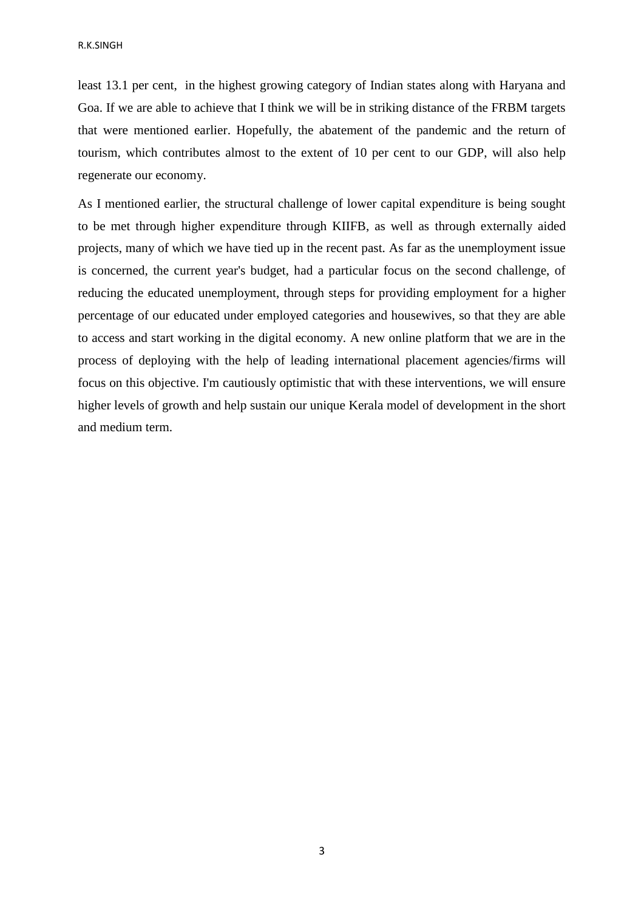least 13.1 per cent, in the highest growing category of Indian states along with Haryana and Goa. If we are able to achieve that I think we will be in striking distance of the FRBM targets that were mentioned earlier. Hopefully, the abatement of the pandemic and the return of tourism, which contributes almost to the extent of 10 per cent to our GDP, will also help regenerate our economy.

As I mentioned earlier, the structural challenge of lower capital expenditure is being sought to be met through higher expenditure through KIIFB, as well as through externally aided projects, many of which we have tied up in the recent past. As far as the unemployment issue is concerned, the current year's budget, had a particular focus on the second challenge, of reducing the educated unemployment, through steps for providing employment for a higher percentage of our educated under employed categories and housewives, so that they are able to access and start working in the digital economy. A new online platform that we are in the process of deploying with the help of leading international placement agencies/firms will focus on this objective. I'm cautiously optimistic that with these interventions, we will ensure higher levels of growth and help sustain our unique Kerala model of development in the short and medium term.